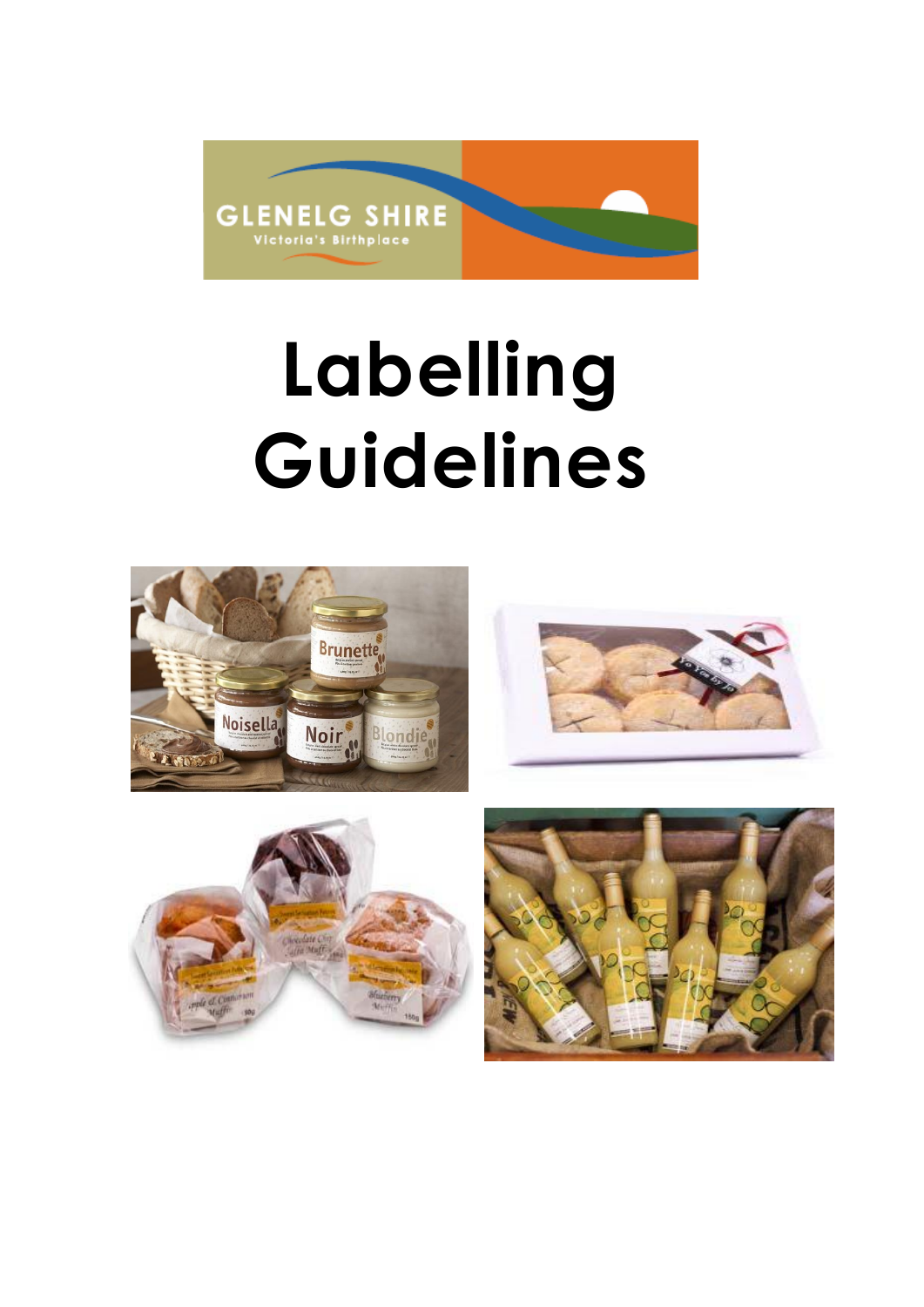# Labelling Guidelines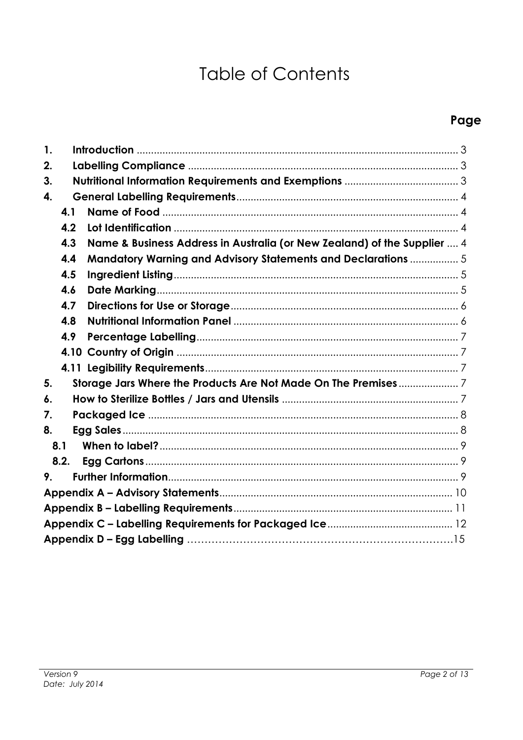# Table of Contents

| | Page |
|---|---|
| **1. Introduction** | 3 |
| **2. Labelling Compliance** | 3 |
| **3. Nutritional Information Requirements and Exemptions** | 3 |
| **4. General Labelling Requirements** | 4 |
| **4.1 Name of Food** | 4 |
| **4.2 Lot Identification** | 4 |
| **4.3 Name & Business Address in Australia (or New Zealand) of the Supplier** | 4 |
| **4.4 Mandatory Warning and Advisory Statements and Declarations** | 5 |
| **4.5 Ingredient Listing** | 5 |
| **4.6 Date Marking** | 5 |
| **4.7 Directions for Use or Storage** | 6 |
| **4.8 Nutritional Information Panel** | 6 |
| **4.9 Percentage Labelling** | 7 |
| **4.10 Country of Origin** | 7 |
| **4.11 Legibility Requirements** | 7 |
| **5. Storage Jars Where the Products Are Not Made On The Premises** | 7 |
| **6. How to Sterilize Bottles / Jars and Utensils** | 7 |
| **7. Packaged Ice** | 8 |
| **8. Egg Sales** | 8 |
| **8.1 When to label?** | 9 |
| **8.2. Egg Cartons** | 9 |
| **9. Further Information** | 9 |
| **Appendix A – Advisory Statements** | 10 |
| **Appendix B – Labelling Requirements** | 11 |
| **Appendix C – Labelling Requirements for Packaged Ice** | 12 |
| **Appendix D – Egg Labelling** | 15 |

*Version 9*
*Date: July 2014*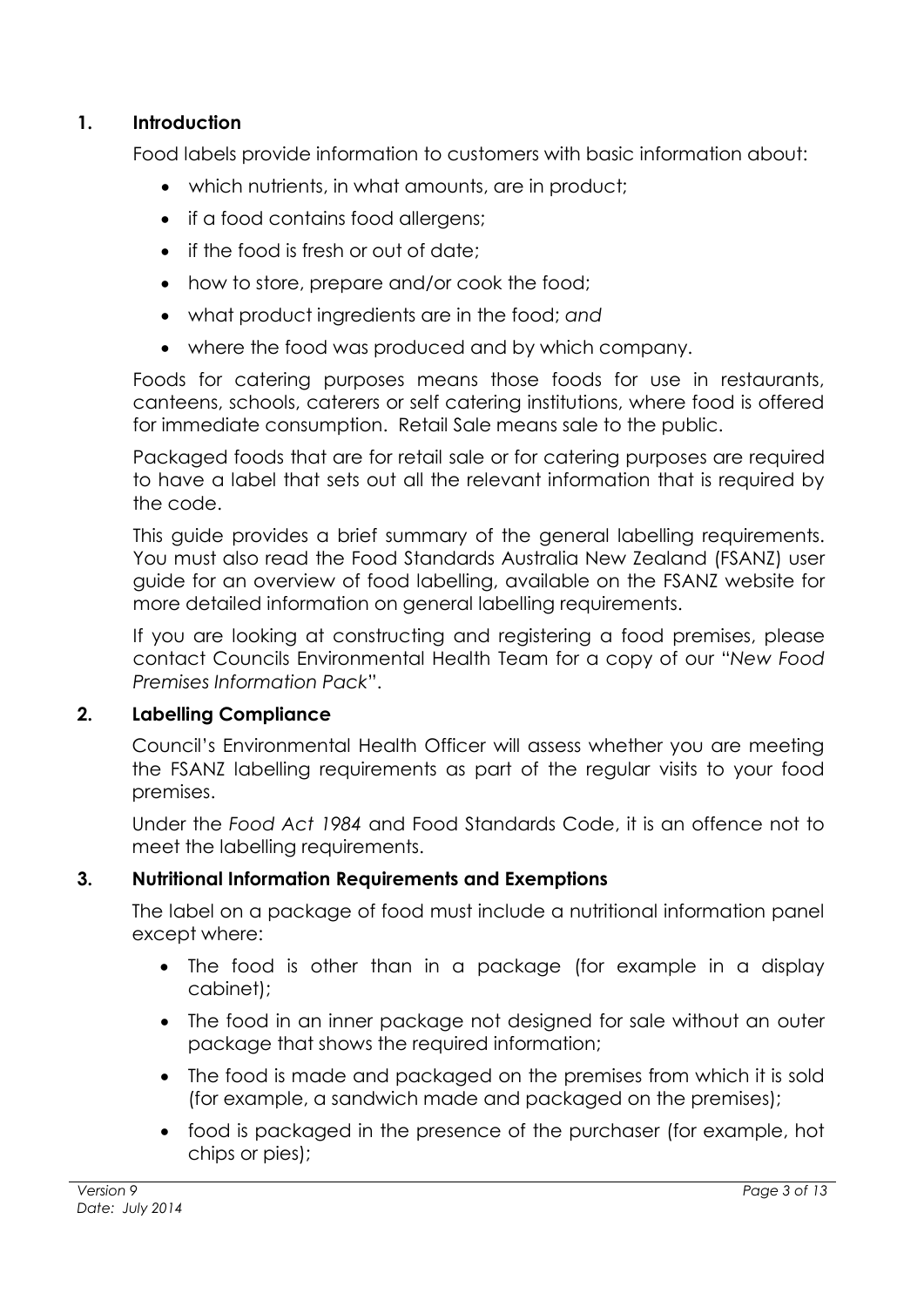## 1. Introduction

Food labels provide information to customers with basic information about:

- which nutrients, in what amounts, are in product;
- if a food contains food allergens;
- if the food is fresh or out of date;
- how to store, prepare and/or cook the food;
- what product ingredients are in the food; *and*
- where the food was produced and by which company.

Foods for catering purposes means those foods for use in restaurants, canteens, schools, caterers or self catering institutions, where food is offered for immediate consumption. Retail Sale means sale to the public.

Packaged foods that are for retail sale or for catering purposes are required to have a label that sets out all the relevant information that is required by the code.

This guide provides a brief summary of the general labelling requirements. You must also read the Food Standards Australia New Zealand (FSANZ) user guide for an overview of food labelling, available on the FSANZ website for more detailed information on general labelling requirements.

If you are looking at constructing and registering a food premises, please contact Councils Environmental Health Team for a copy of our "*New Food Premises Information Pack*".

## 2. Labelling Compliance

Council's Environmental Health Officer will assess whether you are meeting the FSANZ labelling requirements as part of the regular visits to your food premises.

Under the *Food Act 1984* and Food Standards Code, it is an offence not to meet the labelling requirements.

## 3. Nutritional Information Requirements and Exemptions

The label on a package of food must include a nutritional information panel except where:

- The food is other than in a package (for example in a display cabinet);
- The food in an inner package not designed for sale without an outer package that shows the required information;
- The food is made and packaged on the premises from which it is sold (for example, a sandwich made and packaged on the premises);
- food is packaged in the presence of the purchaser (for example, hot chips or pies);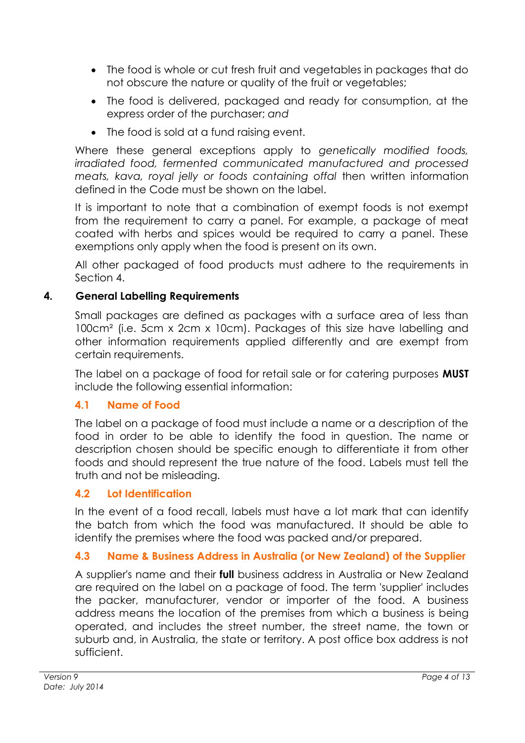- The food is whole or cut fresh fruit and vegetables in packages that do not obscure the nature or quality of the fruit or vegetables;
- The food is delivered, packaged and ready for consumption, at the express order of the purchaser; *and*
- The food is sold at a fund raising event.

Where these general exceptions apply to *genetically modified foods, irradiated food, fermented communicated manufactured and processed meats, kava, royal jelly or foods containing offal* then written information defined in the Code must be shown on the label.

It is important to note that a combination of exempt foods is not exempt from the requirement to carry a panel. For example, a package of meat coated with herbs and spices would be required to carry a panel. These exemptions only apply when the food is present on its own.

All other packaged of food products must adhere to the requirements in Section 4.

## 4. General Labelling Requirements

Small packages are defined as packages with a surface area of less than 100cm² (i.e. 5cm x 2cm x 10cm). Packages of this size have labelling and other information requirements applied differently and are exempt from certain requirements.

The label on a package of food for retail sale or for catering purposes **MUST** include the following essential information:

### 4.1 Name of Food

The label on a package of food must include a name or a description of the food in order to be able to identify the food in question. The name or description chosen should be specific enough to differentiate it from other foods and should represent the true nature of the food. Labels must tell the truth and not be misleading.

### 4.2 Lot Identification

In the event of a food recall, labels must have a lot mark that can identify the batch from which the food was manufactured. It should be able to identify the premises where the food was packed and/or prepared.

### 4.3 Name & Business Address in Australia (or New Zealand) of the Supplier

A supplier's name and their **full** business address in Australia or New Zealand are required on the label on a package of food. The term 'supplier' includes the packer, manufacturer, vendor or importer of the food. A business address means the location of the premises from which a business is being operated, and includes the street number, the street name, the town or suburb and, in Australia, the state or territory. A post office box address is not sufficient.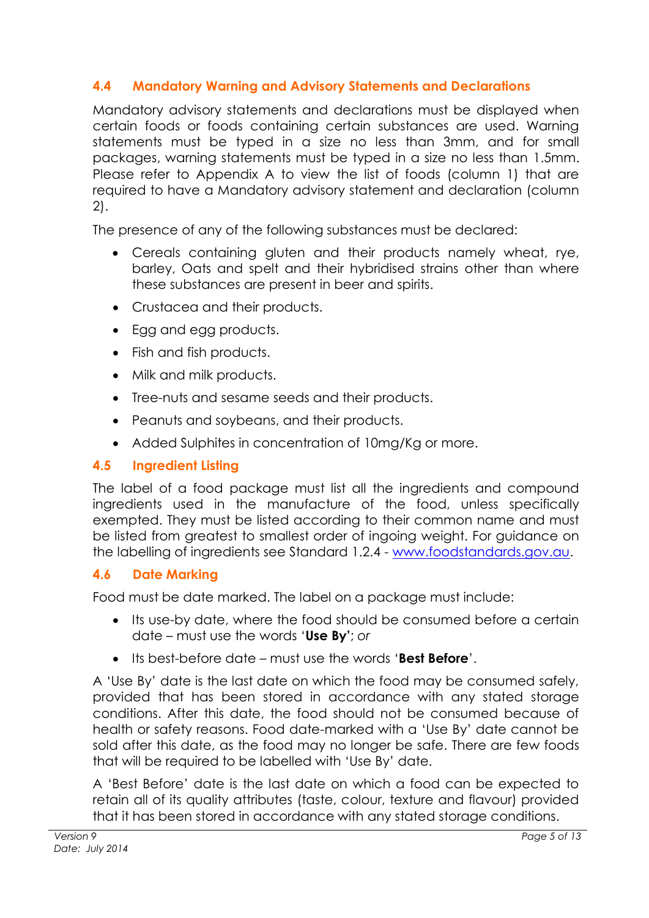## 4.4 Mandatory Warning and Advisory Statements and Declarations

Mandatory advisory statements and declarations must be displayed when certain foods or foods containing certain substances are used. Warning statements must be typed in a size no less than 3mm, and for small packages, warning statements must be typed in a size no less than 1.5mm. Please refer to Appendix A to view the list of foods (column 1) that are required to have a Mandatory advisory statement and declaration (column 2).

The presence of any of the following substances must be declared:

- Cereals containing gluten and their products namely wheat, rye, barley, Oats and spelt and their hybridised strains other than where these substances are present in beer and spirits.
- Crustacea and their products.
- Egg and egg products.
- Fish and fish products.
- Milk and milk products.
- Tree-nuts and sesame seeds and their products.
- Peanuts and soybeans, and their products.
- Added Sulphites in concentration of 10mg/Kg or more.

## 4.5 Ingredient Listing

The label of a food package must list all the ingredients and compound ingredients used in the manufacture of the food, unless specifically exempted. They must be listed according to their common name and must be listed from greatest to smallest order of ingoing weight. For guidance on the labelling of ingredients see Standard 1.2.4 - www.foodstandards.gov.au.

## 4.6 Date Marking

Food must be date marked. The label on a package must include:

- Its use-by date, where the food should be consumed before a certain date – must use the words '**Use By'**; *or*
- Its best-before date – must use the words '**Best Before**'.

A 'Use By' date is the last date on which the food may be consumed safely, provided that has been stored in accordance with any stated storage conditions. After this date, the food should not be consumed because of health or safety reasons. Food date-marked with a 'Use By' date cannot be sold after this date, as the food may no longer be safe. There are few foods that will be required to be labelled with 'Use By' date.

A 'Best Before' date is the last date on which a food can be expected to retain all of its quality attributes (taste, colour, texture and flavour) provided that it has been stored in accordance with any stated storage conditions.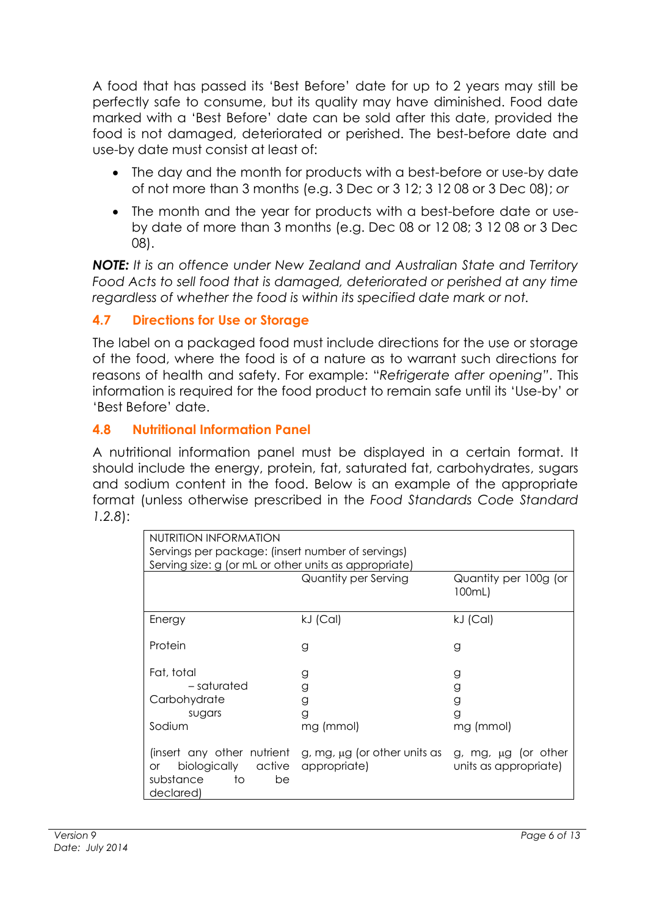A food that has passed its 'Best Before' date for up to 2 years may still be perfectly safe to consume, but its quality may have diminished. Food date marked with a 'Best Before' date can be sold after this date, provided the food is not damaged, deteriorated or perished. The best-before date and use-by date must consist at least of:

- The day and the month for products with a best-before or use-by date of not more than 3 months (e.g. 3 Dec or 3 12; 3 12 08 or 3 Dec 08); *or*
- The month and the year for products with a best-before date or use-by date of more than 3 months (e.g. Dec 08 or 12 08; 3 12 08 or 3 Dec 08).

***NOTE:*** *It is an offence under New Zealand and Australian State and Territory Food Acts to sell food that is damaged, deteriorated or perished at any time regardless of whether the food is within its specified date mark or not.*

## 4.7 Directions for Use or Storage

The label on a packaged food must include directions for the use or storage of the food, where the food is of a nature as to warrant such directions for reasons of health and safety. For example: "*Refrigerate after opening*". This information is required for the food product to remain safe until its 'Use-by' or 'Best Before' date.

## 4.8 Nutritional Information Panel

A nutritional information panel must be displayed in a certain format. It should include the energy, protein, fat, saturated fat, carbohydrates, sugars and sodium content in the food. Below is an example of the appropriate format (unless otherwise prescribed in the *Food Standards Code Standard 1.2.8*):

| NUTRITION INFORMATION<br>Servings per package: (insert number of servings)<br>Serving size: g (or mL or other units as appropriate) | | |
|---|---|---|
| | Quantity per Serving | Quantity per 100g (or 100mL) |
| Energy | kJ (Cal) | kJ (Cal) |
| Protein | g | g |
| Fat, total | g | g |
| – saturated | g | g |
| Carbohydrate | g | g |
| sugars | g | g |
| Sodium | mg (mmol) | mg (mmol) |
| (insert any other nutrient or biologically active substance to be declared) | g, mg, µg (or other units as appropriate) | g, mg, µg (or other units as appropriate) |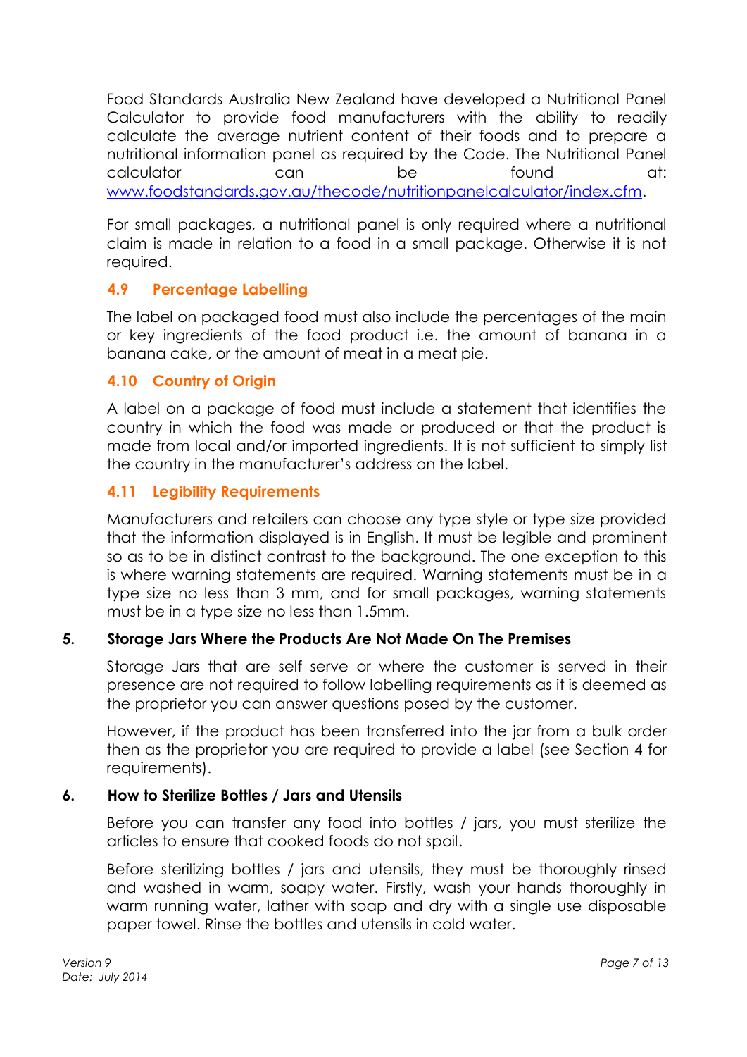Food Standards Australia New Zealand have developed a Nutritional Panel Calculator to provide food manufacturers with the ability to readily calculate the average nutrient content of their foods and to prepare a nutritional information panel as required by the Code. The Nutritional Panel calculator can be found at: [www.foodstandards.gov.au/thecode/nutritionpanelcalculator/index.cfm](http://www.foodstandards.gov.au/thecode/nutritionpanelcalculator/index.cfm).

For small packages, a nutritional panel is only required where a nutritional claim is made in relation to a food in a small package. Otherwise it is not required.

### 4.9 Percentage Labelling

The label on packaged food must also include the percentages of the main or key ingredients of the food product i.e. the amount of banana in a banana cake, or the amount of meat in a meat pie.

### 4.10 Country of Origin

A label on a package of food must include a statement that identifies the country in which the food was made or produced or that the product is made from local and/or imported ingredients. It is not sufficient to simply list the country in the manufacturer's address on the label.

### 4.11 Legibility Requirements

Manufacturers and retailers can choose any type style or type size provided that the information displayed is in English. It must be legible and prominent so as to be in distinct contrast to the background. The one exception to this is where warning statements are required. Warning statements must be in a type size no less than 3 mm, and for small packages, warning statements must be in a type size no less than 1.5mm.

## 5. Storage Jars Where the Products Are Not Made On The Premises

Storage Jars that are self serve or where the customer is served in their presence are not required to follow labelling requirements as it is deemed as the proprietor you can answer questions posed by the customer.

However, if the product has been transferred into the jar from a bulk order then as the proprietor you are required to provide a label (see Section 4 for requirements).

## 6. How to Sterilize Bottles / Jars and Utensils

Before you can transfer any food into bottles / jars, you must sterilize the articles to ensure that cooked foods do not spoil.

Before sterilizing bottles / jars and utensils, they must be thoroughly rinsed and washed in warm, soapy water. Firstly, wash your hands thoroughly in warm running water, lather with soap and dry with a single use disposable paper towel. Rinse the bottles and utensils in cold water.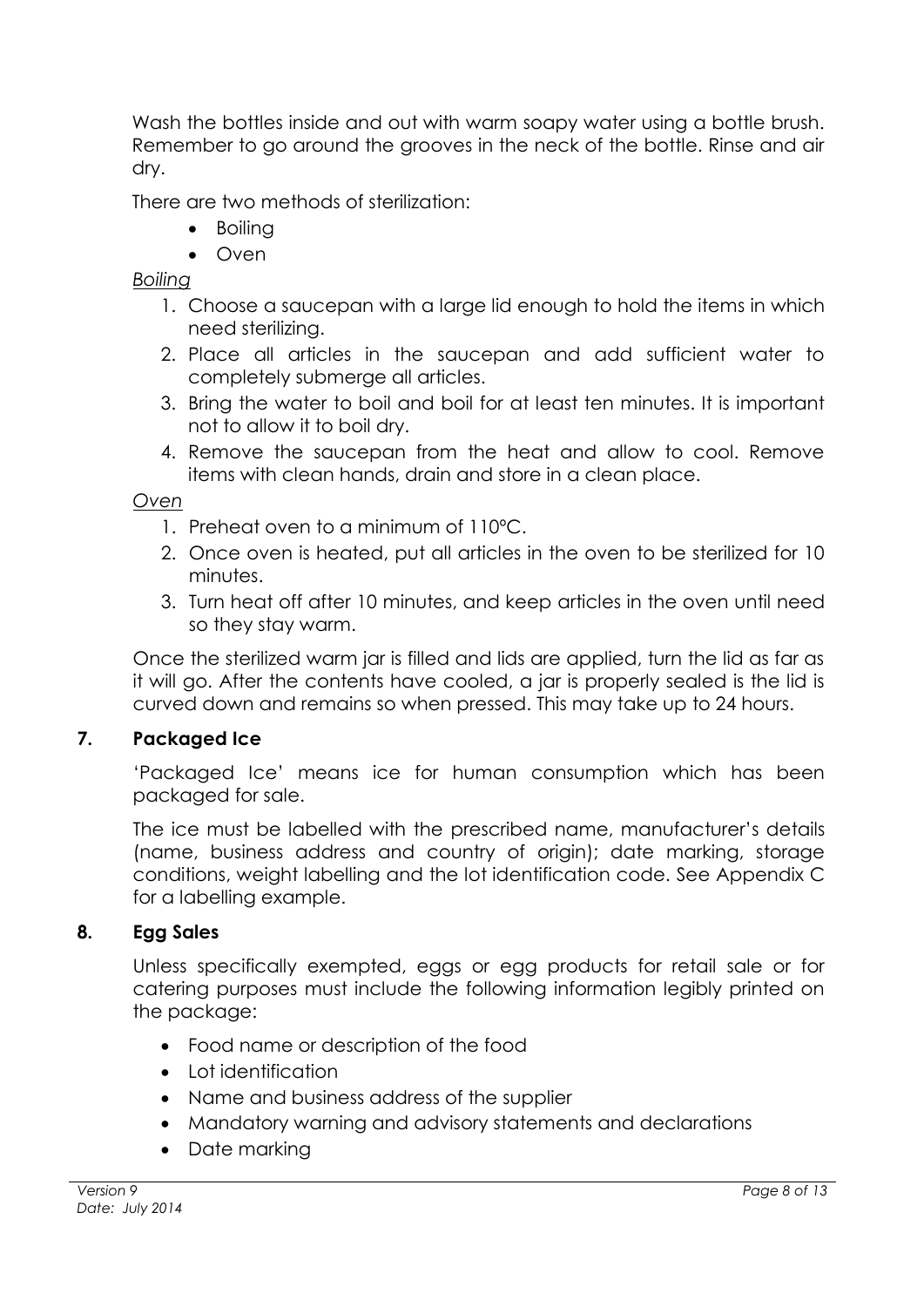Wash the bottles inside and out with warm soapy water using a bottle brush. Remember to go around the grooves in the neck of the bottle. Rinse and air dry.

There are two methods of sterilization:

- Boiling
- Oven

*Boiling*

1. Choose a saucepan with a large lid enough to hold the items in which need sterilizing.
2. Place all articles in the saucepan and add sufficient water to completely submerge all articles.
3. Bring the water to boil and boil for at least ten minutes. It is important not to allow it to boil dry.
4. Remove the saucepan from the heat and allow to cool. Remove items with clean hands, drain and store in a clean place.

*Oven*

1. Preheat oven to a minimum of 110°C.
2. Once oven is heated, put all articles in the oven to be sterilized for 10 minutes.
3. Turn heat off after 10 minutes, and keep articles in the oven until need so they stay warm.

Once the sterilized warm jar is filled and lids are applied, turn the lid as far as it will go. After the contents have cooled, a jar is properly sealed is the lid is curved down and remains so when pressed. This may take up to 24 hours.

## 7. Packaged Ice

'Packaged Ice' means ice for human consumption which has been packaged for sale.

The ice must be labelled with the prescribed name, manufacturer's details (name, business address and country of origin); date marking, storage conditions, weight labelling and the lot identification code. See Appendix C for a labelling example.

## 8. Egg Sales

Unless specifically exempted, eggs or egg products for retail sale or for catering purposes must include the following information legibly printed on the package:

- Food name or description of the food
- Lot identification
- Name and business address of the supplier
- Mandatory warning and advisory statements and declarations
- Date marking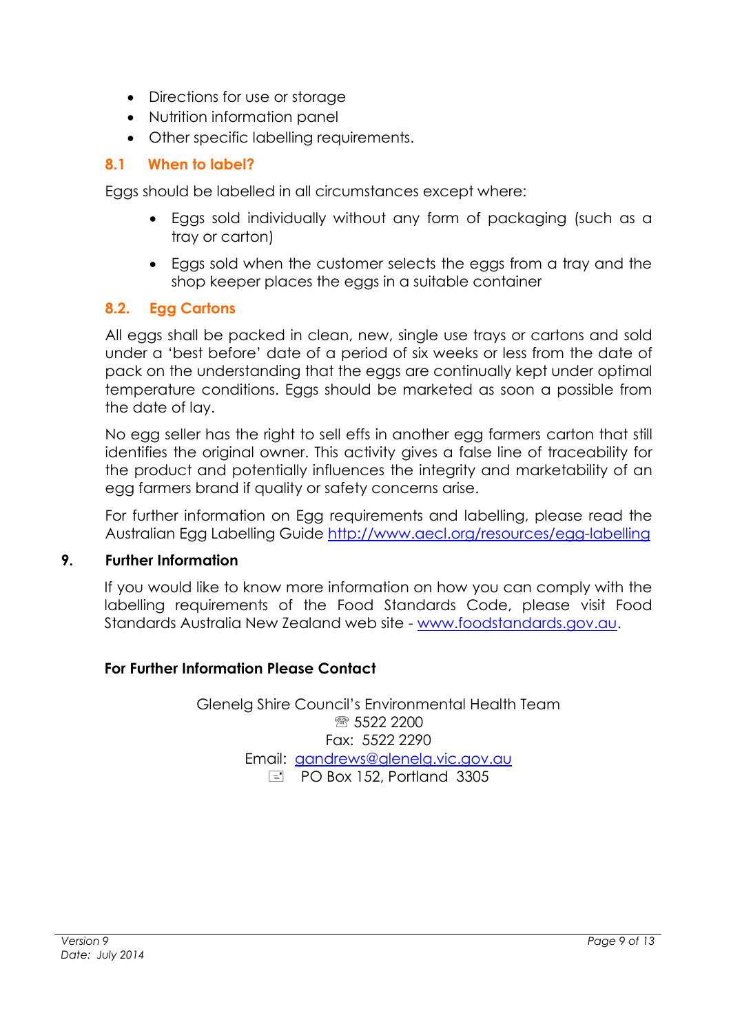- Directions for use or storage
- Nutrition information panel
- Other specific labelling requirements.

### 8.1 When to label?

Eggs should be labelled in all circumstances except where:

- Eggs sold individually without any form of packaging (such as a tray or carton)
- Eggs sold when the customer selects the eggs from a tray and the shop keeper places the eggs in a suitable container

### 8.2. Egg Cartons

All eggs shall be packed in clean, new, single use trays or cartons and sold under a 'best before' date of a period of six weeks or less from the date of pack on the understanding that the eggs are continually kept under optimal temperature conditions. Eggs should be marketed as soon a possible from the date of lay.

No egg seller has the right to sell effs in another egg farmers carton that still identifies the original owner. This activity gives a false line of traceability for the product and potentially influences the integrity and marketability of an egg farmers brand if quality or safety concerns arise.

For further information on Egg requirements and labelling, please read the Australian Egg Labelling Guide http://www.aecl.org/resources/egg-labelling

## 9. Further Information

If you would like to know more information on how you can comply with the labelling requirements of the Food Standards Code, please visit Food Standards Australia New Zealand web site - www.foodstandards.gov.au.

**For Further Information Please Contact**

Glenelg Shire Council's Environmental Health Team
☎ 5522 2200
Fax: 5522 2290
Email: gandrews@glenelg.vic.gov.au
PO Box 152, Portland 3305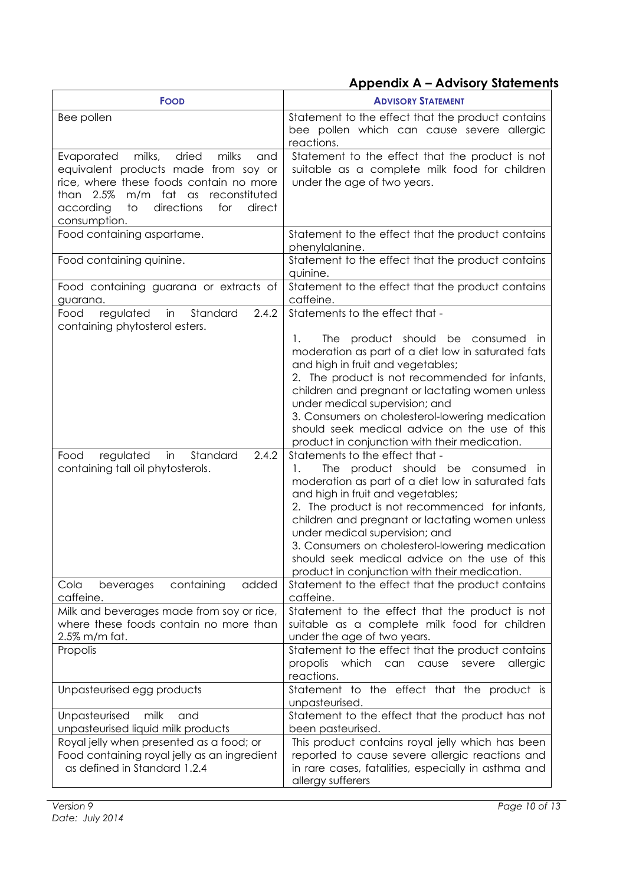## Appendix A – Advisory Statements

| FOOD | ADVISORY STATEMENT |
|---|---|
| Bee pollen | Statement to the effect that the product contains bee pollen which can cause severe allergic reactions. |
| Evaporated milks, dried milks and equivalent products made from soy or rice, where these foods contain no more than 2.5% m/m fat as reconstituted according to directions for direct consumption. | Statement to the effect that the product is not suitable as a complete milk food for children under the age of two years. |
| Food containing aspartame. | Statement to the effect that the product contains phenylalanine. |
| Food containing quinine. | Statement to the effect that the product contains quinine. |
| Food containing guarana or extracts of guarana. | Statement to the effect that the product contains caffeine. |
| Food regulated in Standard 2.4.2 containing phytosterol esters. | Statements to the effect that - <br>1. The product should be consumed in moderation as part of a diet low in saturated fats and high in fruit and vegetables; <br>2. The product is not recommended for infants, children and pregnant or lactating women unless under medical supervision; and <br>3. Consumers on cholesterol-lowering medication should seek medical advice on the use of this product in conjunction with their medication. |
| Food regulated in Standard 2.4.2 containing tall oil phytosterols. | Statements to the effect that - <br>1. The product should be consumed in moderation as part of a diet low in saturated fats and high in fruit and vegetables; <br>2. The product is not recommenced for infants, children and pregnant or lactating women unless under medical supervision; and <br>3. Consumers on cholesterol-lowering medication should seek medical advice on the use of this product in conjunction with their medication. |
| Cola beverages containing added caffeine. | Statement to the effect that the product contains caffeine. |
| Milk and beverages made from soy or rice, where these foods contain no more than 2.5% m/m fat. | Statement to the effect that the product is not suitable as a complete milk food for children under the age of two years. |
| Propolis | Statement to the effect that the product contains propolis which can cause severe allergic reactions. |
| Unpasteurised egg products | Statement to the effect that the product is unpasteurised. |
| Unpasteurised milk and unpasteurised liquid milk products | Statement to the effect that the product has not been pasteurised. |
| Royal jelly when presented as a food; or Food containing royal jelly as an ingredient as defined in Standard 1.2.4 | This product contains royal jelly which has been reported to cause severe allergic reactions and in rare cases, fatalities, especially in asthma and allergy sufferers |

*Version 9*
*Date: July 2014*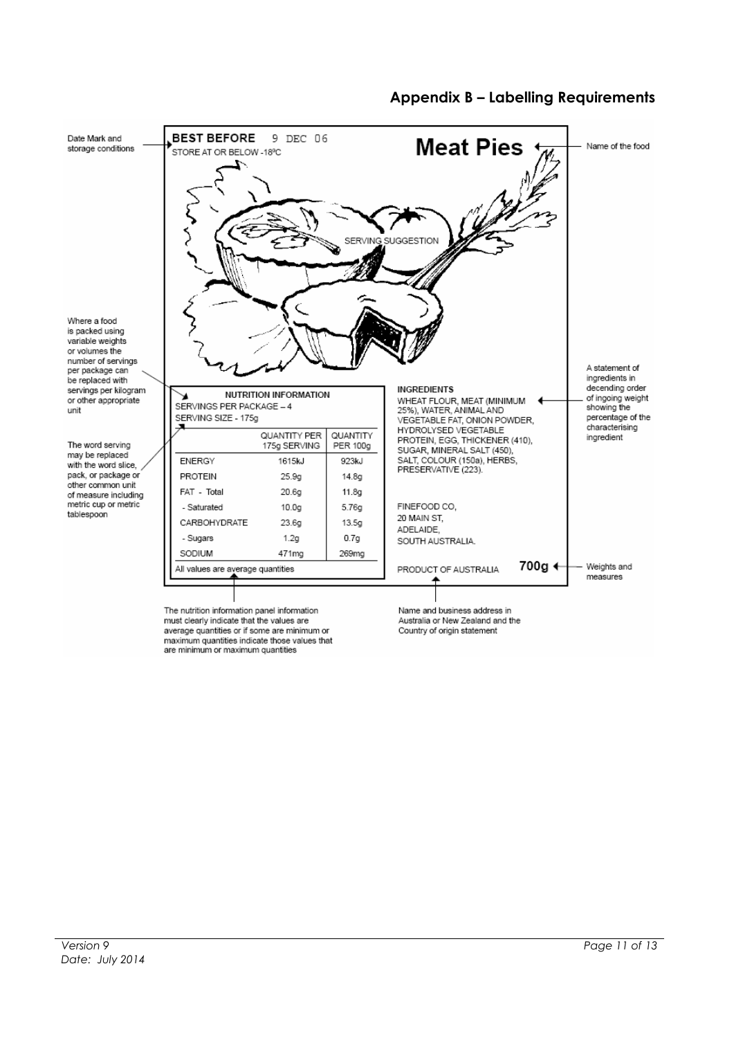## Appendix B – Labelling Requirements

Date Mark and storage conditions

**BEST BEFORE** 9 DEC 06
STORE AT OR BELOW -18ºC

# Meat Pies

Name of the food

SERVING SUGGESTION

Where a food is packed using variable weights or volumes the number of servings per package can be replaced with servings per kilogram or other appropriate unit

The word serving may be replaced with the word slice, pack, or package or other common unit of measure including metric cup or metric tablespoon

**NUTRITION INFORMATION**
SERVINGS PER PACKAGE – 4
SERVING SIZE - 175g

| | QUANTITY PER 175g SERVING | QUANTITY PER 100g |
|---|---|---|
| ENERGY | 1615kJ | 923kJ |
| PROTEIN | 25.9g | 14.8g |
| FAT - Total | 20.6g | 11.8g |
| - Saturated | 10.0g | 5.76g |
| CARBOHYDRATE | 23.6g | 13.5g |
| - Sugars | 1.2g | 0.7g |
| SODIUM | 471mg | 269mg |

All values are average quantities

**INGREDIENTS**
WHEAT FLOUR, MEAT (MINIMUM 25%), WATER, ANIMAL AND VEGETABLE FAT, ONION POWDER, HYDROLYSED VEGETABLE PROTEIN, EGG, THICKENER (410), SUGAR, MINERAL SALT (450), SALT, COLOUR (150a), HERBS, PRESERVATIVE (223).

A statement of ingredients in decending order of ingoing weight showing the percentage of the characterising ingredient

FINEFOOD CO,
20 MAIN ST,
ADELAIDE,
SOUTH AUSTRALIA.

PRODUCT OF AUSTRALIA

**700g**

Weights and measures

The nutrition information panel information must clearly indicate that the values are average quantities or if some are minimum or maximum quantities indicate those values that are minimum or maximum quantities

Name and business address in Australia or New Zealand and the Country of origin statement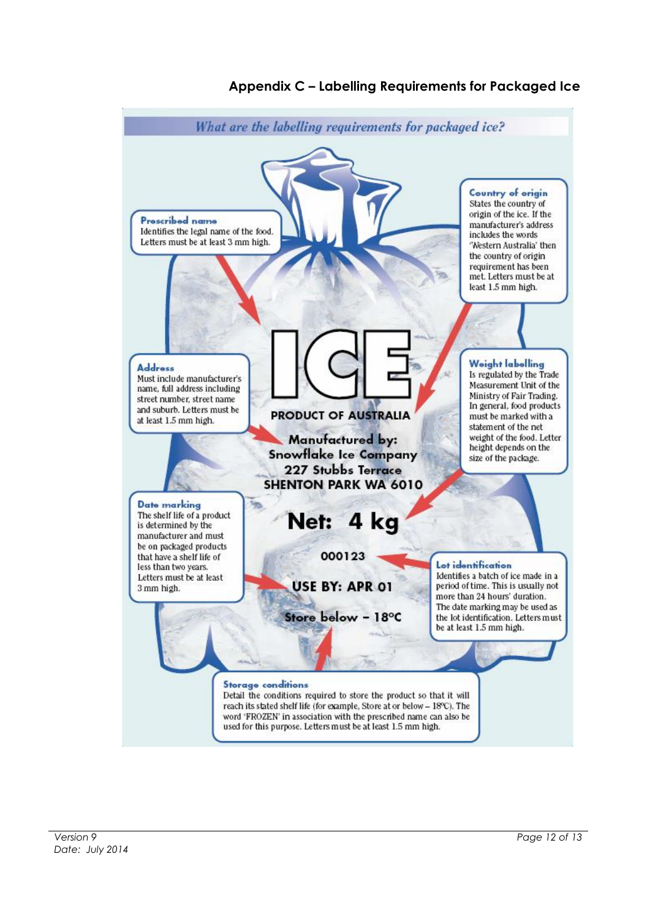## Appendix C – Labelling Requirements for Packaged Ice

*What are the labelling requirements for packaged ice?*

**Prescribed name**
Identifies the legal name of the food. Letters must be at least 3 mm high.

**Country of origin**
States the country of origin of the ice. If the manufacturer's address includes the words 'Western Australia' then the country of origin requirement has been met. Letters must be at least 1.5 mm high.

**Address**
Must include manufacturer's name, full address including street number, street name and suburb. Letters must be at least 1.5 mm high.

**Weight labelling**
Is regulated by the Trade Measurement Unit of the Ministry of Fair Trading. In general, food products must be marked with a statement of the net weight of the food. Letter height depends on the size of the package.

**Date marking**
The shelf life of a product is determined by the manufacturer and must be on packaged products that have a shelf life of less than two years. Letters must be at least 3 mm high.

**Lot identification**
Identifies a batch of ice made in a period of time. This is usually not more than 24 hours' duration. The date marking may be used as the lot identification. Letters must be at least 1.5 mm high.

**Storage conditions**
Detail the conditions required to store the product so that it will reach its stated shelf life (for example, Store at or below – 18°C). The word 'FROZEN' in association with the prescribed name can also be used for this purpose. Letters must be at least 1.5 mm high.

Example label:

ICE

PRODUCT OF AUSTRALIA

Manufactured by:
Snowflake Ice Company
227 Stubbs Terrace
SHENTON PARK WA 6010

Net: 4 kg

000123

USE BY: APR 01

Store below – 18°C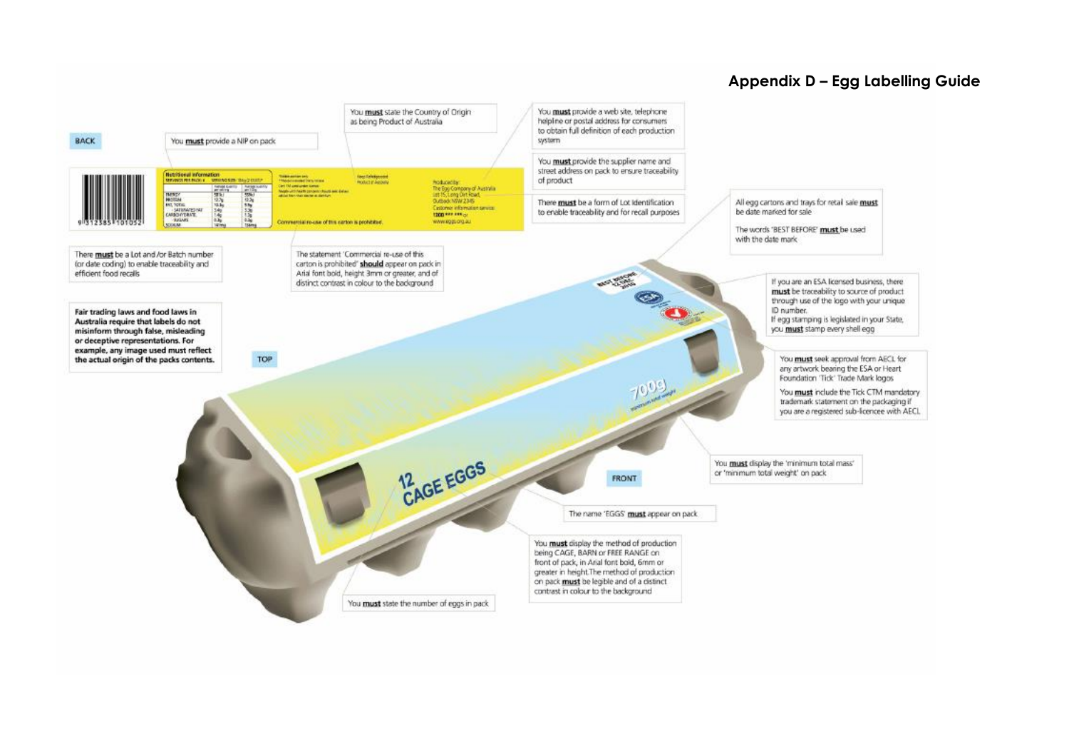## Appendix D – Egg Labelling Guide

BACK

You **must** provide a NIP on pack

You **must** state the Country of Origin as being Product of Australia

You **must** provide a web site, telephone helpline or postal address for consumers to obtain full definition of each production system

You **must** provide the supplier name and street address on pack to ensure traceability of product

There **must** be a form of Lot Identification to enable traceability and for recall purposes

All egg cartons and trays for retail sale **must** be date marked for sale

The words 'BEST BEFORE' **must** be used with the date mark

There **must** be a Lot and /or Batch number (or date coding) to enable traceability and efficient food recalls

The statement 'Commercial re-use of this carton is prohibited' **should** appear on pack in Arial font bold, height 3mm or greater, and of distinct contrast in colour to the background

If you are an ESA licensed business, there **must** be traceability to source of product through use of the logo with your unique ID number.
If egg stamping is legislated in your State, you **must** stamp every shell egg

**Fair trading laws and food laws in Australia require that labels do not misinform through false, misleading or deceptive representations. For example, any image used must reflect the actual origin of the packs contents.**

TOP

You **must** seek approval from AECL for any artwork bearing the ESA or Heart Foundation 'Tick' Trade Mark logos

You **must** include the Tick CTM mandatory trademark statement on the packaging if you are a registered sub-licencee with AECL

You **must** display the 'minimum total mass' or 'minimum total weight' on pack

FRONT

The name 'EGGS' **must** appear on pack

You **must** display the method of production being CAGE, BARN or FREE RANGE on front of pack, in Arial font bold, 6mm or greater in height. The method of production on pack **must** be legible and of a distinct contrast in colour to the background

You **must** state the number of eggs in pack